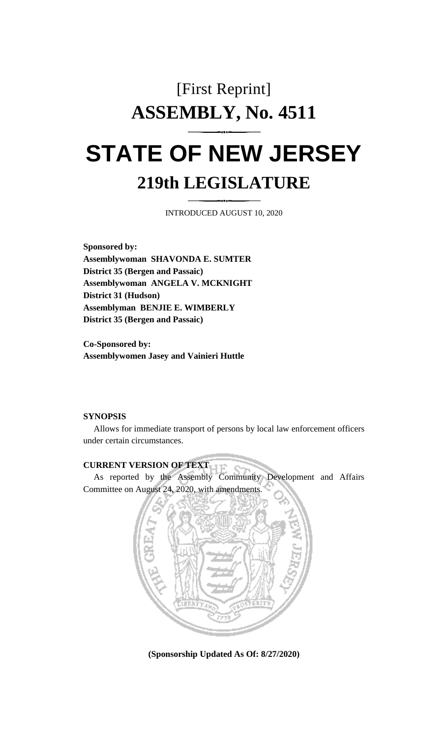# [First Reprint]

# ASSEMBLY, No. 4511

# STATE OF NEW JERSEY

## 219th LEGISLATURE

INTRODUCED AUGUST 10, 2020

**Sponsored by:**
**Assemblywoman SHAVONDA E. SUMTER**
**District 35 (Bergen and Passaic)**
**Assemblywoman ANGELA V. MCKNIGHT**
**District 31 (Hudson)**
**Assemblyman BENJIE E. WIMBERLY**
**District 35 (Bergen and Passaic)**

**Co-Sponsored by:**
**Assemblywomen Jasey and Vainieri Huttle**

**SYNOPSIS**

Allows for immediate transport of persons by local law enforcement officers under certain circumstances.

**CURRENT VERSION OF TEXT**

As reported by the Assembly Community Development and Affairs Committee on August 24, 2020, with amendments.

**(Sponsorship Updated As Of: 8/27/2020)**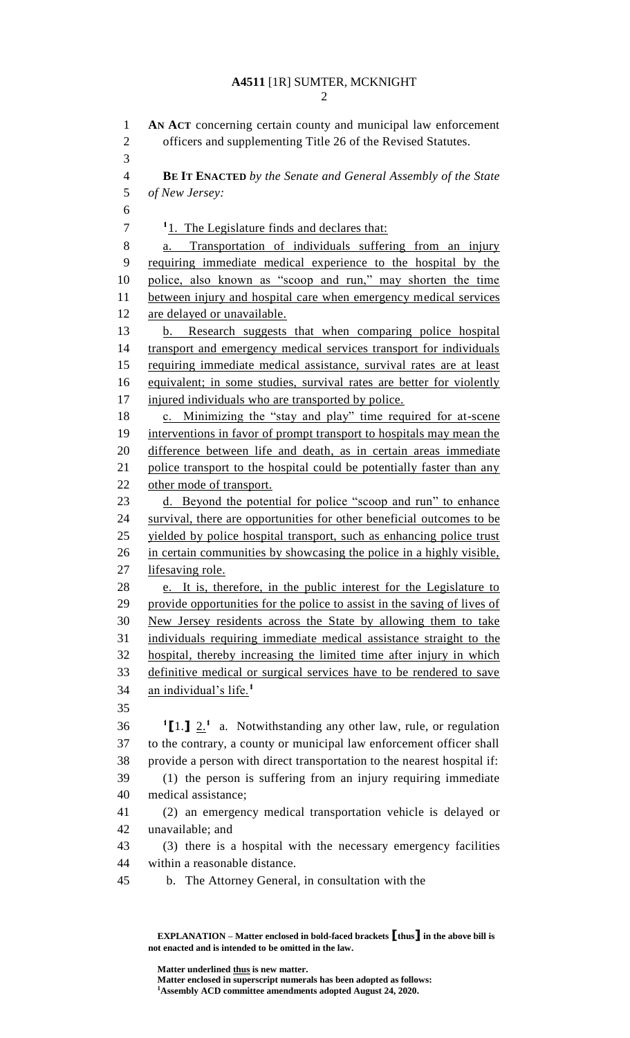**AN ACT** concerning certain county and municipal law enforcement officers and supplementing Title 26 of the Revised Statutes.

**BE IT ENACTED** *by the Senate and General Assembly of the State of New Jersey:*

[1]1. The Legislature finds and declares that:

a. Transportation of individuals suffering from an injury requiring immediate medical experience to the hospital by the police, also known as "scoop and run," may shorten the time between injury and hospital care when emergency medical services are delayed or unavailable.

b. Research suggests that when comparing police hospital transport and emergency medical services transport for individuals requiring immediate medical assistance, survival rates are at least equivalent; in some studies, survival rates are better for violently injured individuals who are transported by police.

c. Minimizing the "stay and play" time required for at-scene interventions in favor of prompt transport to hospitals may mean the difference between life and death, as in certain areas immediate police transport to the hospital could be potentially faster than any other mode of transport.

d. Beyond the potential for police "scoop and run" to enhance survival, there are opportunities for other beneficial outcomes to be yielded by police hospital transport, such as enhancing police trust in certain communities by showcasing the police in a highly visible, lifesaving role.

e. It is, therefore, in the public interest for the Legislature to provide opportunities for the police to assist in the saving of lives of New Jersey residents across the State by allowing them to take individuals requiring immediate medical assistance straight to the hospital, thereby increasing the limited time after injury in which definitive medical or surgical services have to be rendered to save an individual's life.[1]

[1][1.] 2.[1] a. Notwithstanding any other law, rule, or regulation to the contrary, a county or municipal law enforcement officer shall provide a person with direct transportation to the nearest hospital if:

(1) the person is suffering from an injury requiring immediate medical assistance;

(2) an emergency medical transportation vehicle is delayed or unavailable; and

(3) there is a hospital with the necessary emergency facilities within a reasonable distance.

b. The Attorney General, in consultation with the

---

**EXPLANATION – Matter enclosed in bold-faced brackets [thus] in the above bill is not enacted and is intended to be omitted in the law.**

**Matter underlined thus is new matter.**
**Matter enclosed in superscript numerals has been adopted as follows:**
**[1]Assembly ACD committee amendments adopted August 24, 2020.**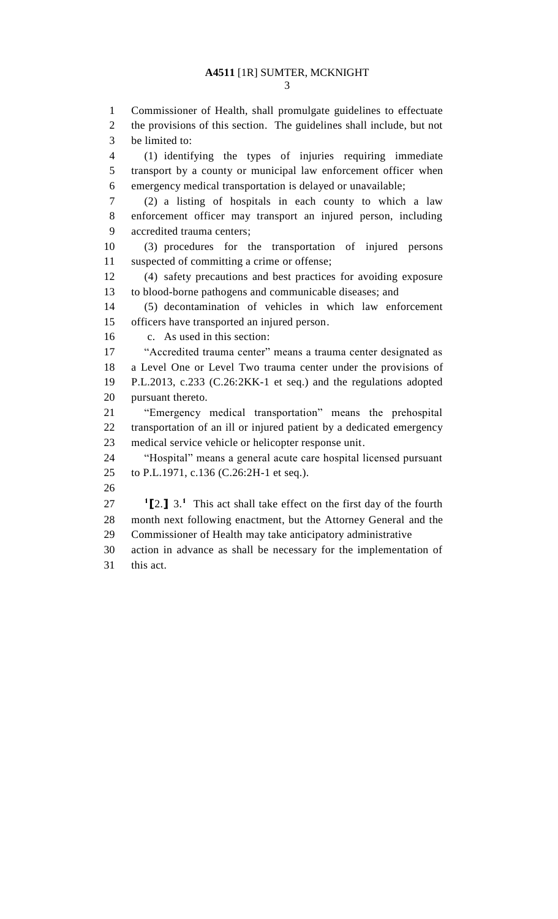Commissioner of Health, shall promulgate guidelines to effectuate the provisions of this section. The guidelines shall include, but not be limited to:

(1) identifying the types of injuries requiring immediate transport by a county or municipal law enforcement officer when emergency medical transportation is delayed or unavailable;

(2) a listing of hospitals in each county to which a law enforcement officer may transport an injured person, including accredited trauma centers;

(3) procedures for the transportation of injured persons suspected of committing a crime or offense;

(4) safety precautions and best practices for avoiding exposure to blood-borne pathogens and communicable diseases; and

(5) decontamination of vehicles in which law enforcement officers have transported an injured person.

c. As used in this section:

"Accredited trauma center" means a trauma center designated as a Level One or Level Two trauma center under the provisions of P.L.2013, c.233 (C.26:2KK-1 et seq.) and the regulations adopted pursuant thereto.

"Emergency medical transportation" means the prehospital transportation of an ill or injured patient by a dedicated emergency medical service vehicle or helicopter response unit.

"Hospital" means a general acute care hospital licensed pursuant to P.L.1971, c.136 (C.26:2H-1 et seq.).

[1]⟦2.⟧ 3.[1] This act shall take effect on the first day of the fourth month next following enactment, but the Attorney General and the Commissioner of Health may take anticipatory administrative action in advance as shall be necessary for the implementation of this act.